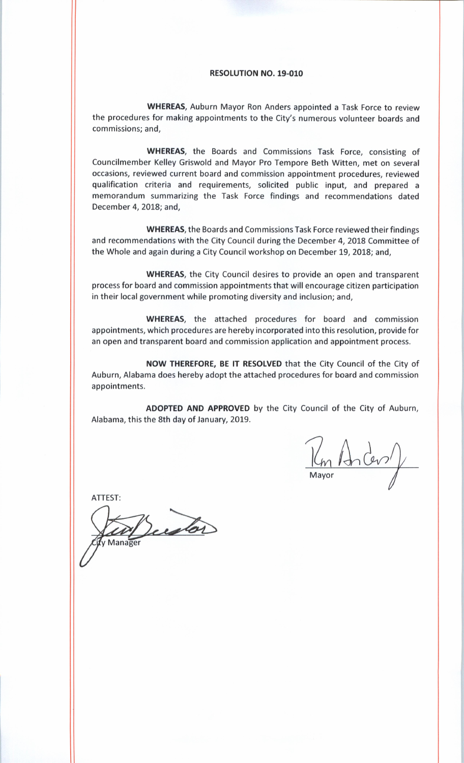**RESOLUTION NO. 19-010**

**WHEREAS**, Auburn Mayor Ron Anders appointed a Task Force to review the procedures for making appointments to the City's numerous volunteer boards and commissions; and,

**WHEREAS**, the Boards and Commissions Task Force, consisting of Councilmember Kelley Griswold and Mayor Pro Tempore Beth Witten, met on several occasions, reviewed current board and commission appointment procedures, reviewed qualification criteria and requirements, solicited public input, and prepared a memorandum summarizing the Task Force findings and recommendations dated December 4, 2018; and,

**WHEREAS**, the Boards and Commissions Task Force reviewed their findings and recommendations with the City Council during the December 4, 2018 Committee of the Whole and again during a City Council workshop on December 19, 2018; and,

**WHEREAS**, the City Council desires to provide an open and transparent process for board and commission appointments that will encourage citizen participation in their local government while promoting diversity and inclusion; and,

**WHEREAS**, the attached procedures for board and commission appointments, which procedures are hereby incorporated into this resolution, provide for an open and transparent board and commission application and appointment process.

**NOW THEREFORE, BE IT RESOLVED** that the City Council of the City of Auburn, Alabama does hereby adopt the attached procedures for board and commission appointments.

**ADOPTED AND APPROVED** by the City Council of the City of Auburn, Alabama, this the 8th day of January, 2019.

Mayor

ATTEST:

City Manager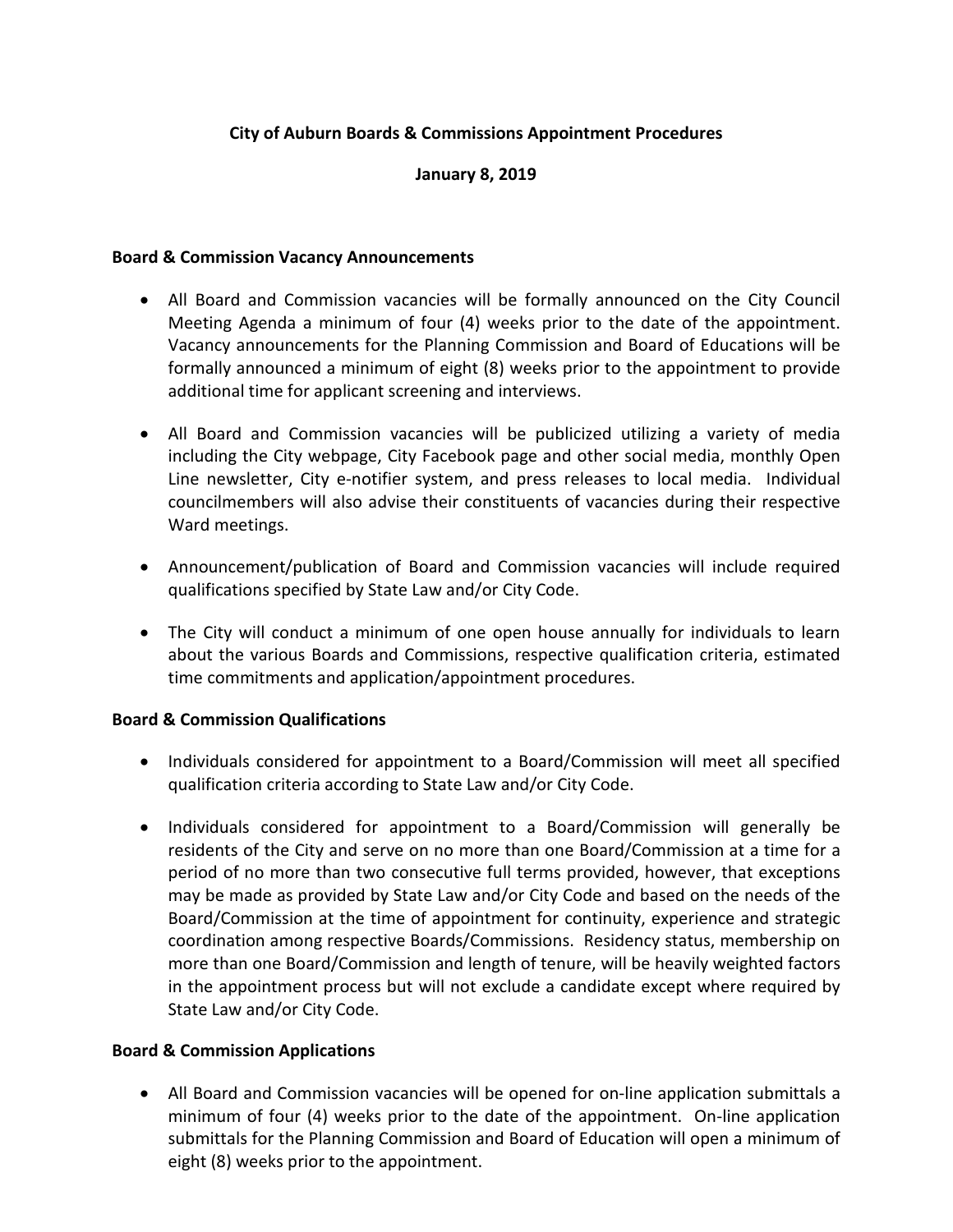**City of Auburn Boards & Commissions Appointment Procedures**

**January 8, 2019**

**Board & Commission Vacancy Announcements**

- All Board and Commission vacancies will be formally announced on the City Council Meeting Agenda a minimum of four (4) weeks prior to the date of the appointment. Vacancy announcements for the Planning Commission and Board of Educations will be formally announced a minimum of eight (8) weeks prior to the appointment to provide additional time for applicant screening and interviews.
- All Board and Commission vacancies will be publicized utilizing a variety of media including the City webpage, City Facebook page and other social media, monthly Open Line newsletter, City e-notifier system, and press releases to local media. Individual councilmembers will also advise their constituents of vacancies during their respective Ward meetings.
- Announcement/publication of Board and Commission vacancies will include required qualifications specified by State Law and/or City Code.
- The City will conduct a minimum of one open house annually for individuals to learn about the various Boards and Commissions, respective qualification criteria, estimated time commitments and application/appointment procedures.

**Board & Commission Qualifications**

- Individuals considered for appointment to a Board/Commission will meet all specified qualification criteria according to State Law and/or City Code.
- Individuals considered for appointment to a Board/Commission will generally be residents of the City and serve on no more than one Board/Commission at a time for a period of no more than two consecutive full terms provided, however, that exceptions may be made as provided by State Law and/or City Code and based on the needs of the Board/Commission at the time of appointment for continuity, experience and strategic coordination among respective Boards/Commissions. Residency status, membership on more than one Board/Commission and length of tenure, will be heavily weighted factors in the appointment process but will not exclude a candidate except where required by State Law and/or City Code.

**Board & Commission Applications**

- All Board and Commission vacancies will be opened for on-line application submittals a minimum of four (4) weeks prior to the date of the appointment. On-line application submittals for the Planning Commission and Board of Education will open a minimum of eight (8) weeks prior to the appointment.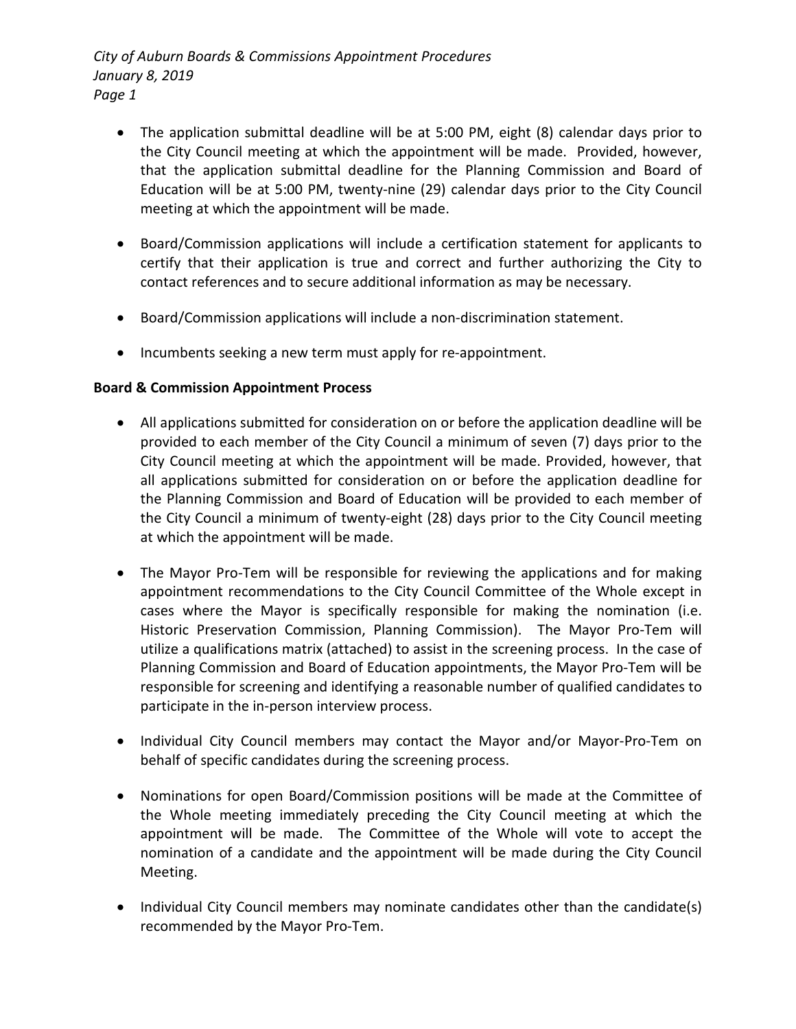- The application submittal deadline will be at 5:00 PM, eight (8) calendar days prior to the City Council meeting at which the appointment will be made. Provided, however, that the application submittal deadline for the Planning Commission and Board of Education will be at 5:00 PM, twenty-nine (29) calendar days prior to the City Council meeting at which the appointment will be made.

- Board/Commission applications will include a certification statement for applicants to certify that their application is true and correct and further authorizing the City to contact references and to secure additional information as may be necessary.

- Board/Commission applications will include a non-discrimination statement.

- Incumbents seeking a new term must apply for re-appointment.

**Board & Commission Appointment Process**

- All applications submitted for consideration on or before the application deadline will be provided to each member of the City Council a minimum of seven (7) days prior to the City Council meeting at which the appointment will be made. Provided, however, that all applications submitted for consideration on or before the application deadline for the Planning Commission and Board of Education will be provided to each member of the City Council a minimum of twenty-eight (28) days prior to the City Council meeting at which the appointment will be made.

- The Mayor Pro-Tem will be responsible for reviewing the applications and for making appointment recommendations to the City Council Committee of the Whole except in cases where the Mayor is specifically responsible for making the nomination (i.e. Historic Preservation Commission, Planning Commission). The Mayor Pro-Tem will utilize a qualifications matrix (attached) to assist in the screening process. In the case of Planning Commission and Board of Education appointments, the Mayor Pro-Tem will be responsible for screening and identifying a reasonable number of qualified candidates to participate in the in-person interview process.

- Individual City Council members may contact the Mayor and/or Mayor-Pro-Tem on behalf of specific candidates during the screening process.

- Nominations for open Board/Commission positions will be made at the Committee of the Whole meeting immediately preceding the City Council meeting at which the appointment will be made. The Committee of the Whole will vote to accept the nomination of a candidate and the appointment will be made during the City Council Meeting.

- Individual City Council members may nominate candidates other than the candidate(s) recommended by the Mayor Pro-Tem.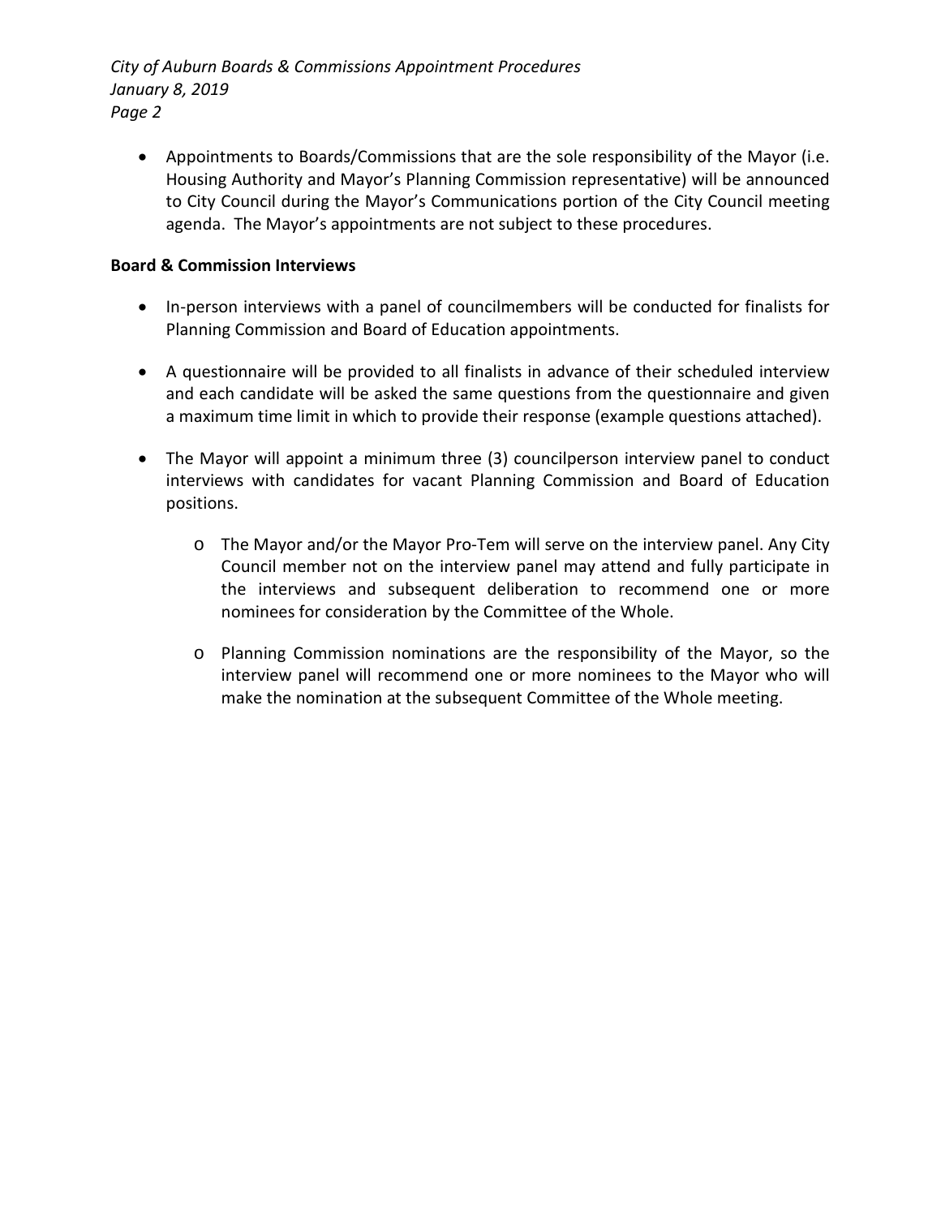- Appointments to Boards/Commissions that are the sole responsibility of the Mayor (i.e. Housing Authority and Mayor's Planning Commission representative) will be announced to City Council during the Mayor's Communications portion of the City Council meeting agenda. The Mayor's appointments are not subject to these procedures.

**Board & Commission Interviews**

- In-person interviews with a panel of councilmembers will be conducted for finalists for Planning Commission and Board of Education appointments.

- A questionnaire will be provided to all finalists in advance of their scheduled interview and each candidate will be asked the same questions from the questionnaire and given a maximum time limit in which to provide their response (example questions attached).

- The Mayor will appoint a minimum three (3) councilperson interview panel to conduct interviews with candidates for vacant Planning Commission and Board of Education positions.

  - The Mayor and/or the Mayor Pro-Tem will serve on the interview panel. Any City Council member not on the interview panel may attend and fully participate in the interviews and subsequent deliberation to recommend one or more nominees for consideration by the Committee of the Whole.

  - Planning Commission nominations are the responsibility of the Mayor, so the interview panel will recommend one or more nominees to the Mayor who will make the nomination at the subsequent Committee of the Whole meeting.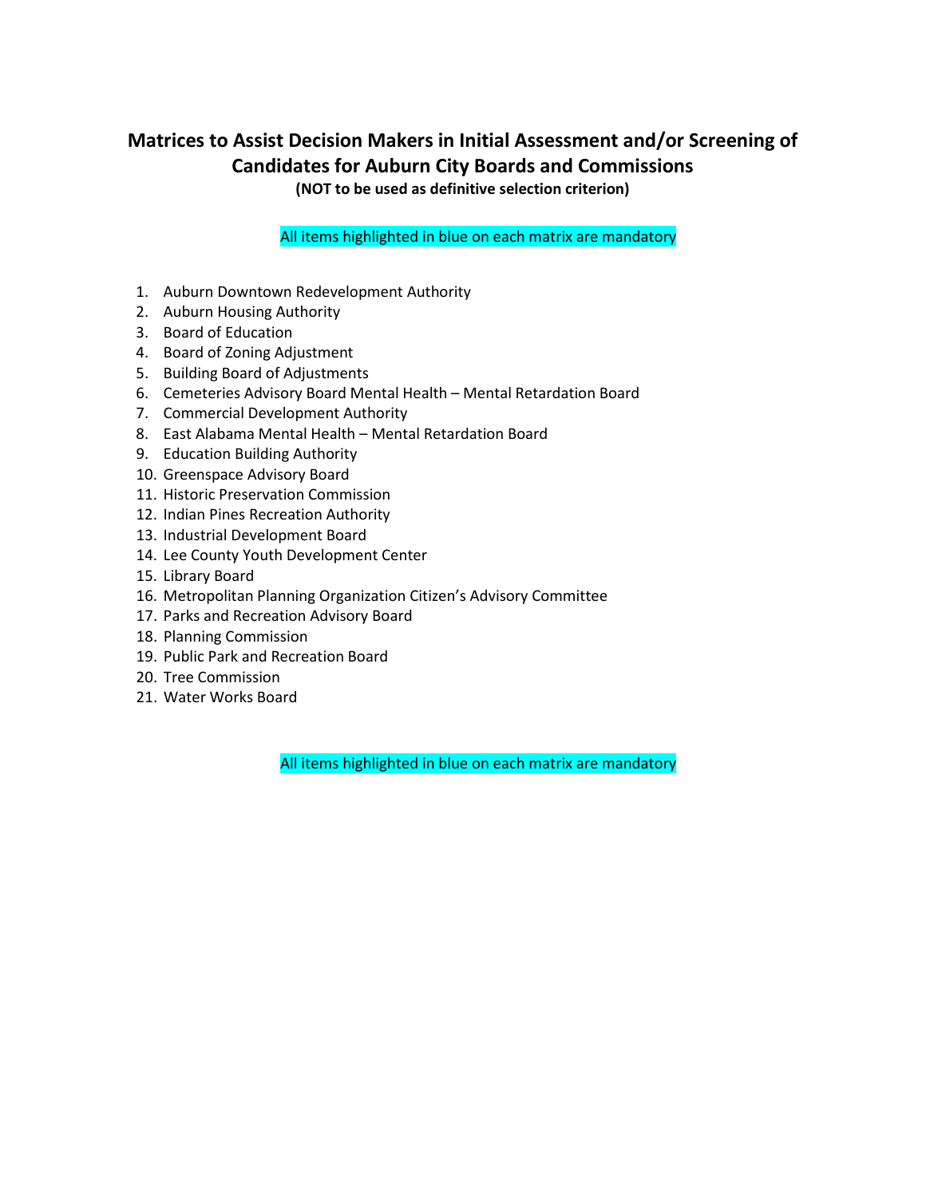# Matrices to Assist Decision Makers in Initial Assessment and/or Screening of Candidates for Auburn City Boards and Commissions

**(NOT to be used as definitive selection criterion)**

All items highlighted in blue on each matrix are mandatory

1. Auburn Downtown Redevelopment Authority
2. Auburn Housing Authority
3. Board of Education
4. Board of Zoning Adjustment
5. Building Board of Adjustments
6. Cemeteries Advisory Board Mental Health – Mental Retardation Board
7. Commercial Development Authority
8. East Alabama Mental Health – Mental Retardation Board
9. Education Building Authority
10. Greenspace Advisory Board
11. Historic Preservation Commission
12. Indian Pines Recreation Authority
13. Industrial Development Board
14. Lee County Youth Development Center
15. Library Board
16. Metropolitan Planning Organization Citizen's Advisory Committee
17. Parks and Recreation Advisory Board
18. Planning Commission
19. Public Park and Recreation Board
20. Tree Commission
21. Water Works Board

All items highlighted in blue on each matrix are mandatory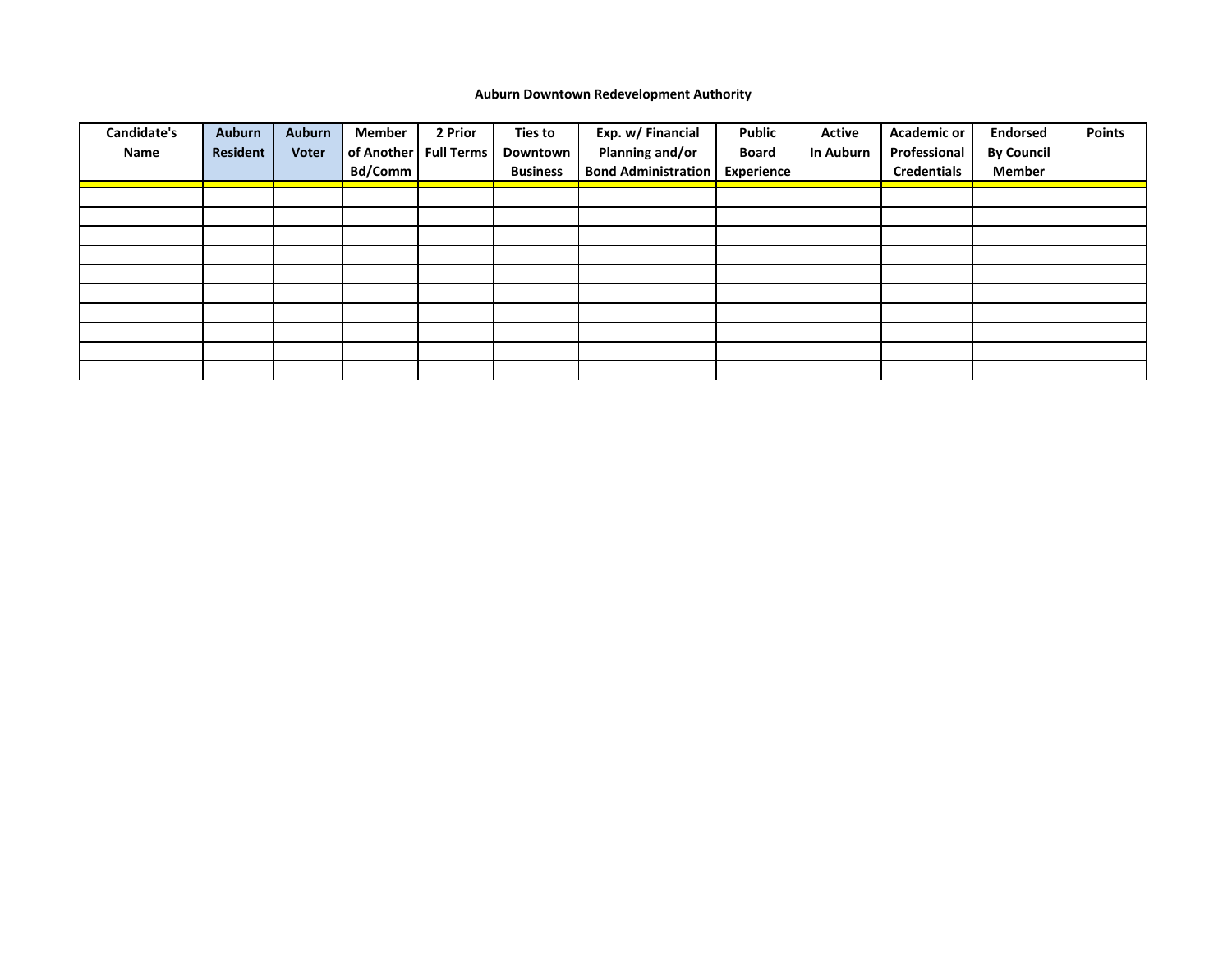**Auburn Downtown Redevelopment Authority**

| Candidate's Name | Auburn Resident | Auburn Voter | Member of Another Bd/Comm | 2 Prior Full Terms | Ties to Downtown Business | Exp. w/ Financial Planning and/or Bond Administration | Public Board Experience | Active In Auburn | Academic or Professional Credentials | Endorsed By Council Member | Points |
|---|---|---|---|---|---|---|---|---|---|---|---|
| | | | | | | | | | | | |
| | | | | | | | | | | | |
| | | | | | | | | | | | |
| | | | | | | | | | | | |
| | | | | | | | | | | | |
| | | | | | | | | | | | |
| | | | | | | | | | | | |
| | | | | | | | | | | | |
| | | | | | | | | | | | |
| | | | | | | | | | | | |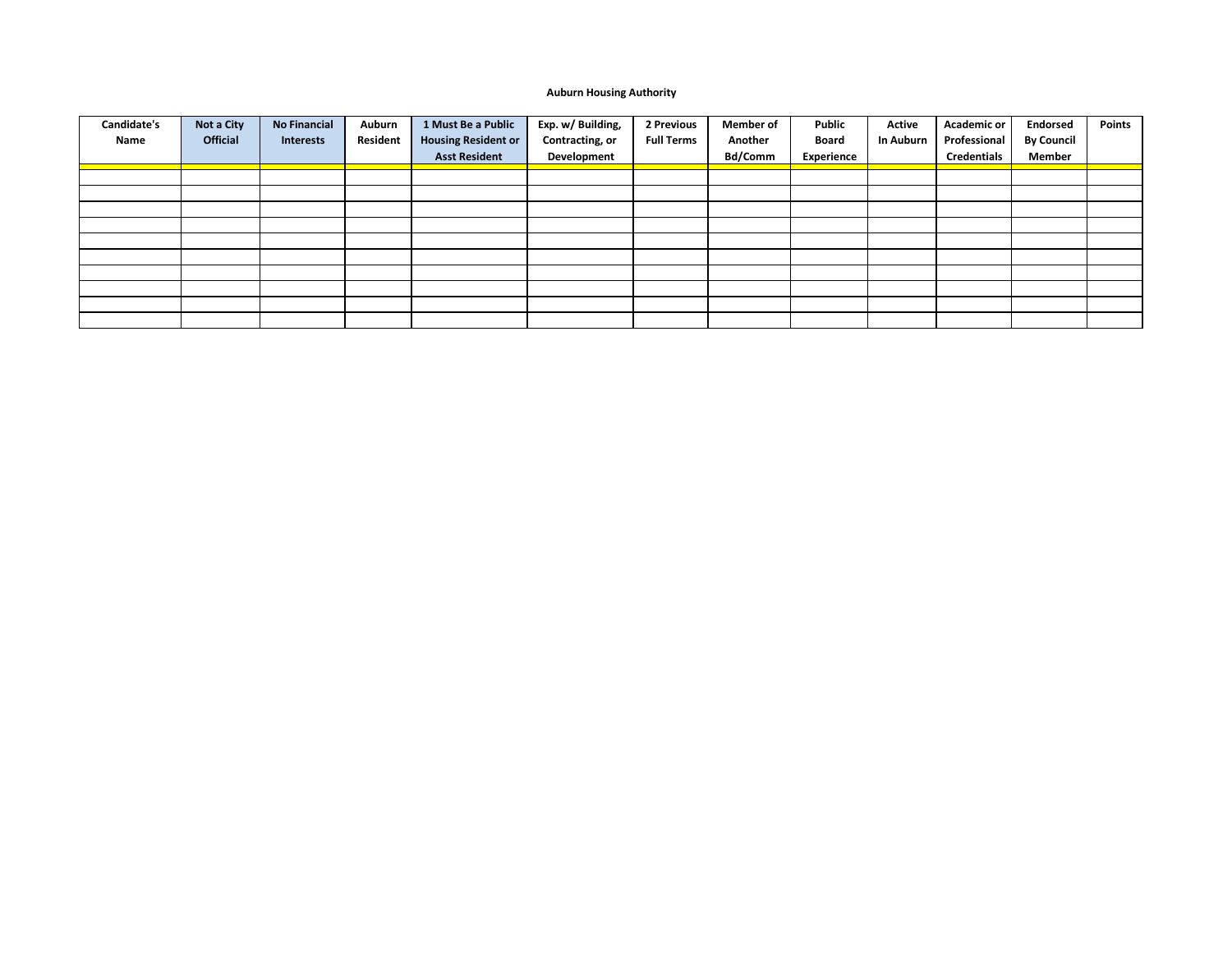**Auburn Housing Authority**

| Candidate's Name | Not a City Official | No Financial Interests | Auburn Resident | 1 Must Be a Public Housing Resident or Asst Resident | Exp. w/ Building, Contracting, or Development | 2 Previous Full Terms | Member of Another Bd/Comm | Public Board Experience | Active In Auburn | Academic or Professional Credentials | Endorsed By Council Member | Points |
|---|---|---|---|---|---|---|---|---|---|---|---|---|
| | | | | | | | | | | | | |
| | | | | | | | | | | | | |
| | | | | | | | | | | | | |
| | | | | | | | | | | | | |
| | | | | | | | | | | | | |
| | | | | | | | | | | | | |
| | | | | | | | | | | | | |
| | | | | | | | | | | | | |
| | | | | | | | | | | | | |
| | | | | | | | | | | | | |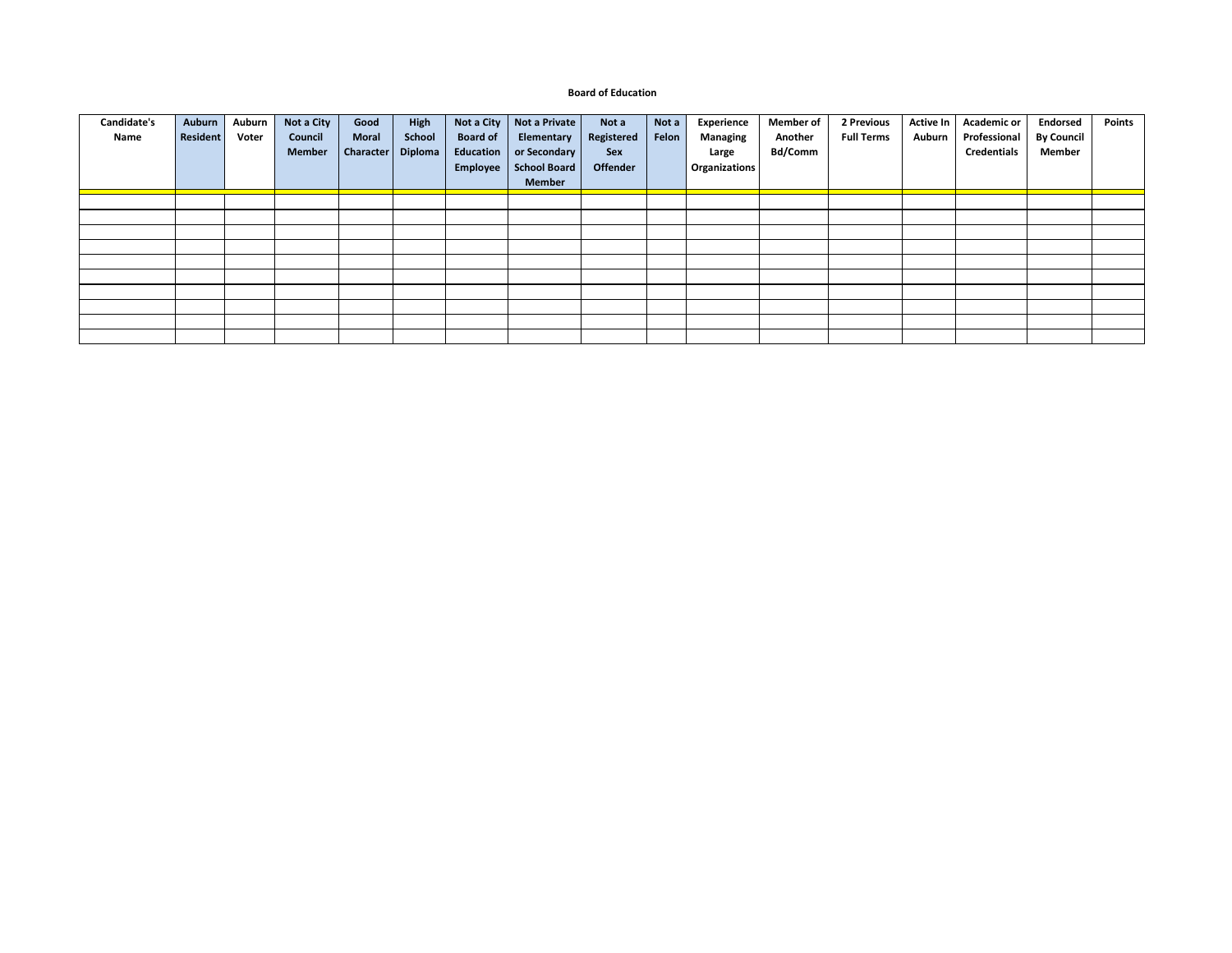**Board of Education**

| Candidate's Name | Auburn Resident | Auburn Voter | Not a City Council Member | Good Moral Character | High School Diploma | Not a City Board of Education Employee | Not a Private Elementary or Secondary School Board Member | Not a Registered Sex Offender | Not a Felon | Experience Managing Large Organizations | Member of Another Bd/Comm | 2 Previous Full Terms | Active In Auburn | Academic or Professional Credentials | Endorsed By Council Member | Points |
|---|---|---|---|---|---|---|---|---|---|---|---|---|---|---|---|---|
| | | | | | | | | | | | | | | | | |
| | | | | | | | | | | | | | | | | |
| | | | | | | | | | | | | | | | | |
| | | | | | | | | | | | | | | | | |
| | | | | | | | | | | | | | | | | |
| | | | | | | | | | | | | | | | | |
| | | | | | | | | | | | | | | | | |
| | | | | | | | | | | | | | | | | |
| | | | | | | | | | | | | | | | | |
| | | | | | | | | | | | | | | | | |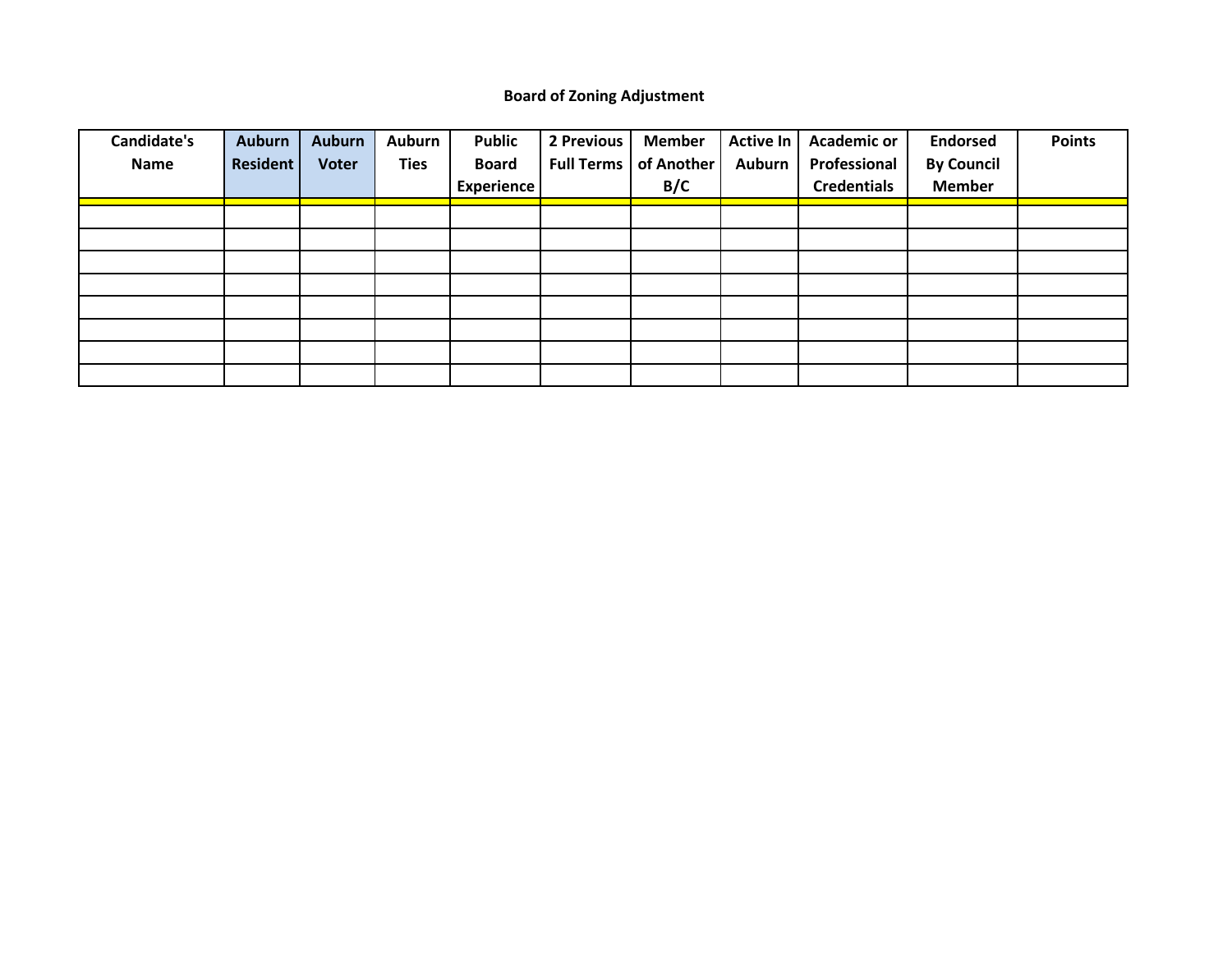## Board of Zoning Adjustment

| Candidate's Name | Auburn Resident | Auburn Voter | Auburn Ties | Public Board Experience | 2 Previous Full Terms | Member of Another B/C | Active In Auburn | Academic or Professional Credentials | Endorsed By Council Member | Points |
|---|---|---|---|---|---|---|---|---|---|---|
| | | | | | | | | | | |
| | | | | | | | | | | |
| | | | | | | | | | | |
| | | | | | | | | | | |
| | | | | | | | | | | |
| | | | | | | | | | | |
| | | | | | | | | | | |
| | | | | | | | | | | |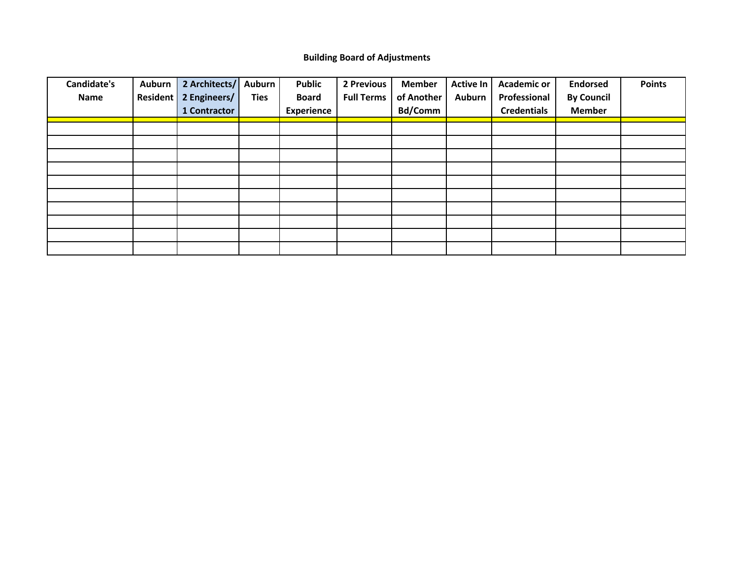**Building Board of Adjustments**

| Candidate's Name | Auburn Resident | 2 Architects/ 2 Engineers/ 1 Contractor | Auburn Ties | Public Board Experience | 2 Previous Full Terms | Member of Another Bd/Comm | Active In Auburn | Academic or Professional Credentials | Endorsed By Council Member | Points |
|---|---|---|---|---|---|---|---|---|---|---|
| | | | | | | | | | | |
| | | | | | | | | | | |
| | | | | | | | | | | |
| | | | | | | | | | | |
| | | | | | | | | | | |
| | | | | | | | | | | |
| | | | | | | | | | | |
| | | | | | | | | | | |
| | | | | | | | | | | |
| | | | | | | | | | | |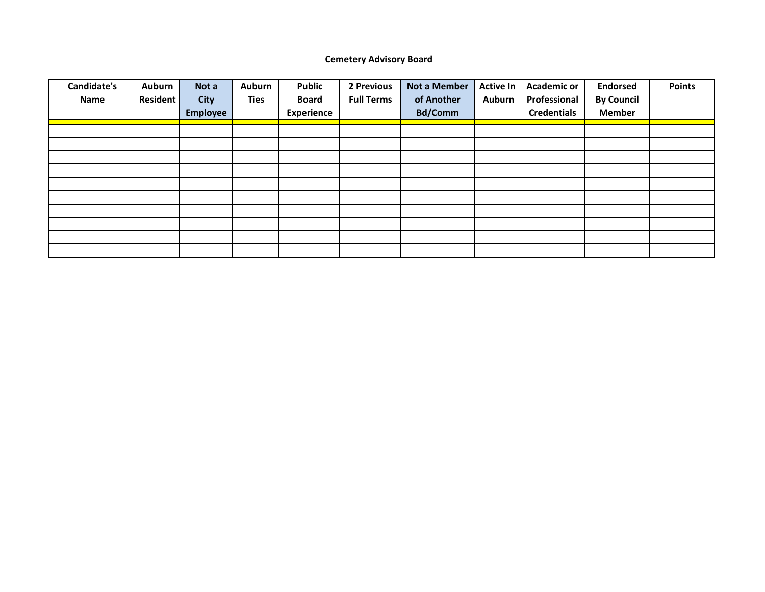**Cemetery Advisory Board**

| Candidate's Name | Auburn Resident | Not a City Employee | Auburn Ties | Public Board Experience | 2 Previous Full Terms | Not a Member of Another Bd/Comm | Active In Auburn | Academic or Professional Credentials | Endorsed By Council Member | Points |
|---|---|---|---|---|---|---|---|---|---|---|
| | | | | | | | | | | |
| | | | | | | | | | | |
| | | | | | | | | | | |
| | | | | | | | | | | |
| | | | | | | | | | | |
| | | | | | | | | | | |
| | | | | | | | | | | |
| | | | | | | | | | | |
| | | | | | | | | | | |
| | | | | | | | | | | |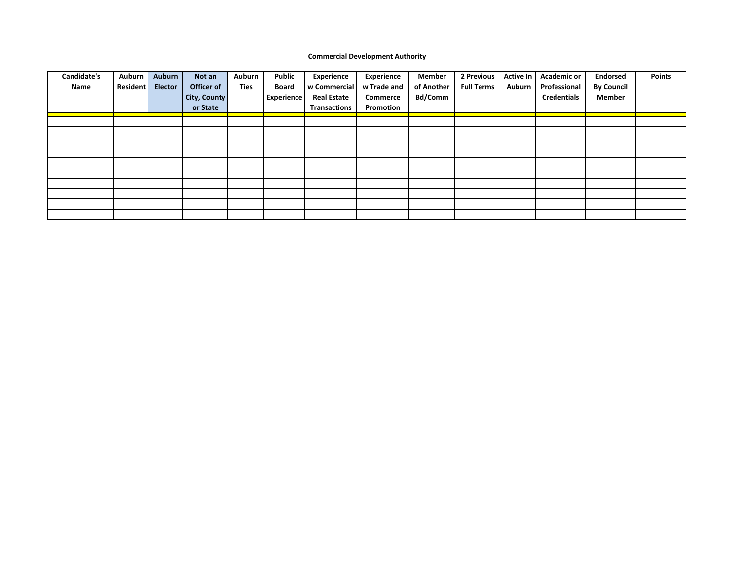**Commercial Development Authority**

| Candidate's Name | Auburn Resident | Auburn Elector | Not an Officer of City, County or State | Auburn Ties | Public Board Experience | Experience w Commercial Real Estate Transactions | Experience w Trade and Commerce Promotion | Member of Another Bd/Comm | 2 Previous Full Terms | Active In Auburn | Academic or Professional Credentials | Endorsed By Council Member | Points |
|---|---|---|---|---|---|---|---|---|---|---|---|---|---|
| | | | | | | | | | | | | | |
| | | | | | | | | | | | | | |
| | | | | | | | | | | | | | |
| | | | | | | | | | | | | | |
| | | | | | | | | | | | | | |
| | | | | | | | | | | | | | |
| | | | | | | | | | | | | | |
| | | | | | | | | | | | | | |
| | | | | | | | | | | | | | |
| | | | | | | | | | | | | | |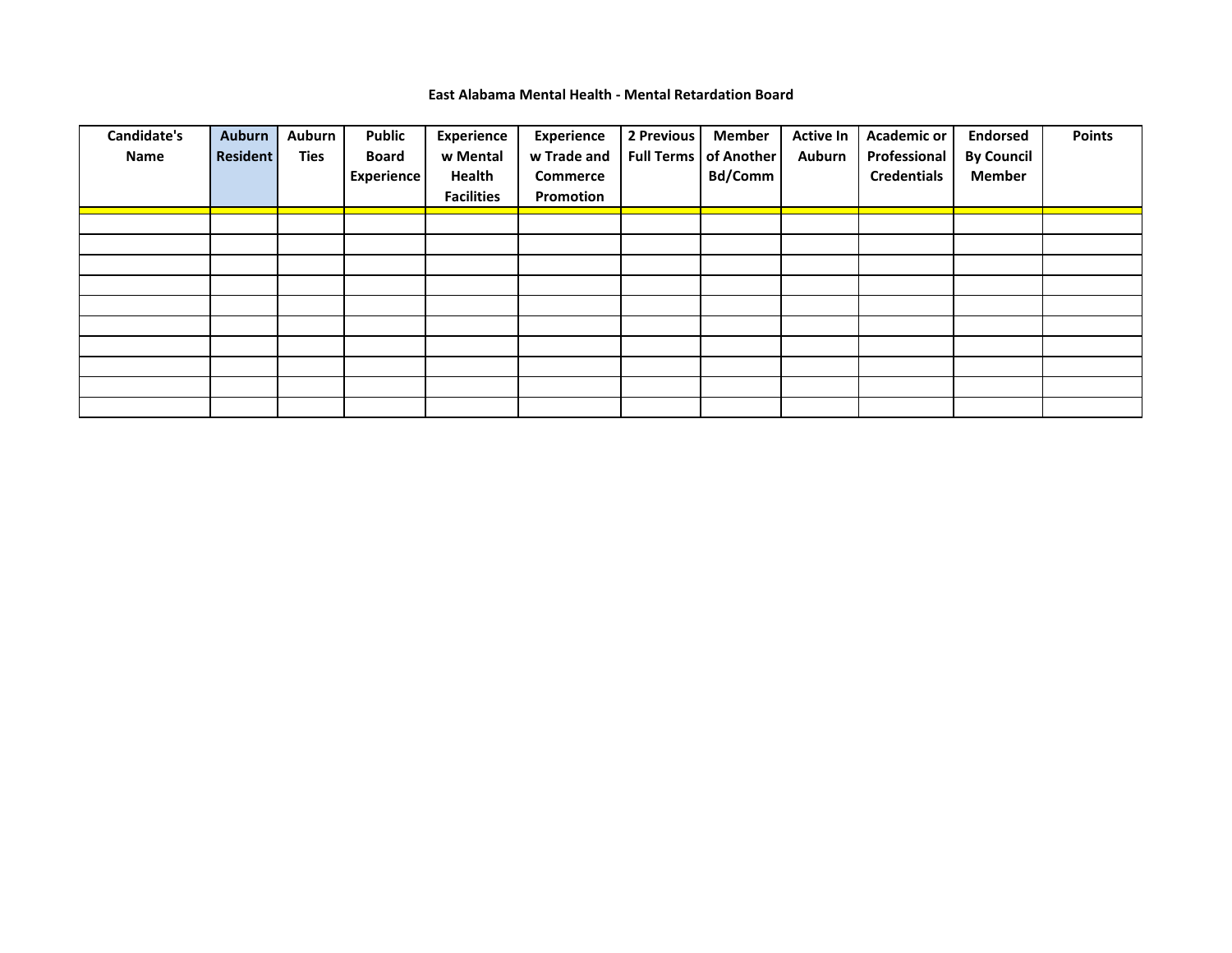# East Alabama Mental Health - Mental Retardation Board

| Candidate's Name | Auburn Resident | Auburn Ties | Public Board Experience | Experience w Mental Health Facilities | Experience w Trade and Commerce Promotion | 2 Previous Full Terms | Member of Another Bd/Comm | Active In Auburn | Academic or Professional Credentials | Endorsed By Council Member | Points |
|---|---|---|---|---|---|---|---|---|---|---|---|
| | | | | | | | | | | | |
| | | | | | | | | | | | |
| | | | | | | | | | | | |
| | | | | | | | | | | | |
| | | | | | | | | | | | |
| | | | | | | | | | | | |
| | | | | | | | | | | | |
| | | | | | | | | | | | |
| | | | | | | | | | | | |
| | | | | | | | | | | | |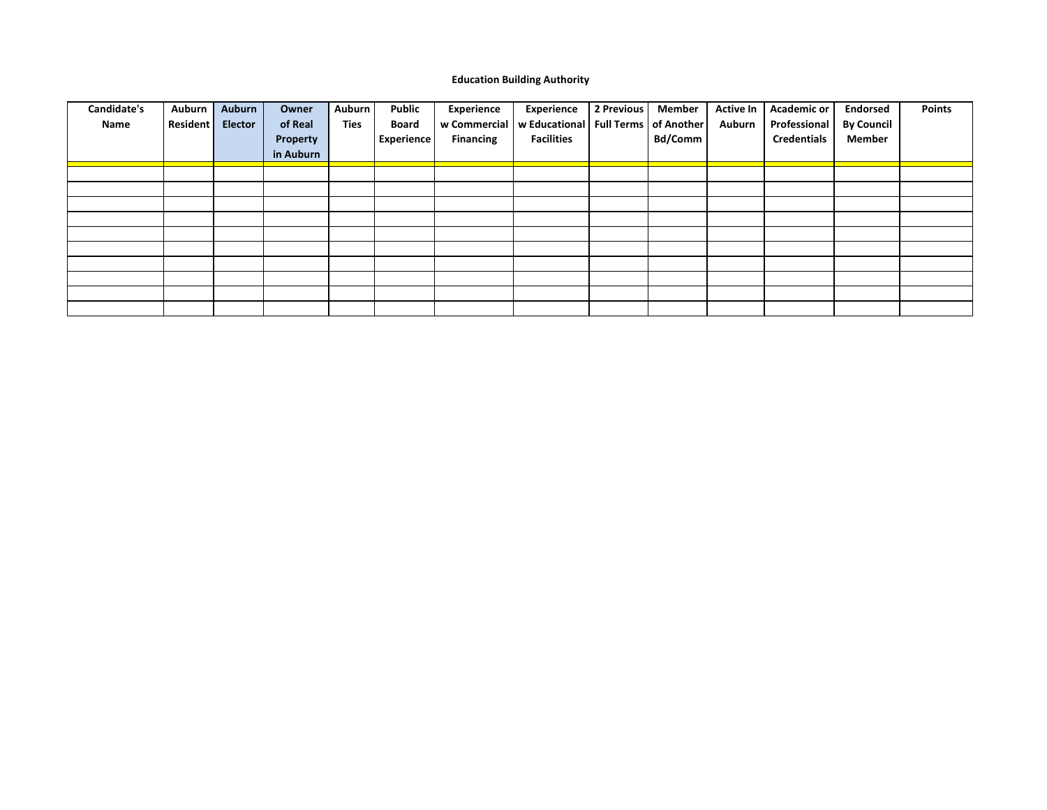**Education Building Authority**

| Candidate's Name | Auburn Resident | Auburn Elector | Owner of Real Property in Auburn | Auburn Ties | Public Board Experience | Experience w Commercial Financing | Experience w Educational Facilities | 2 Previous Full Terms | Member of Another Bd/Comm | Active In Auburn | Academic or Professional Credentials | Endorsed By Council Member | Points |
|---|---|---|---|---|---|---|---|---|---|---|---|---|---|
| | | | | | | | | | | | | | |
| | | | | | | | | | | | | | |
| | | | | | | | | | | | | | |
| | | | | | | | | | | | | | |
| | | | | | | | | | | | | | |
| | | | | | | | | | | | | | |
| | | | | | | | | | | | | | |
| | | | | | | | | | | | | | |
| | | | | | | | | | | | | | |
| | | | | | | | | | | | | | |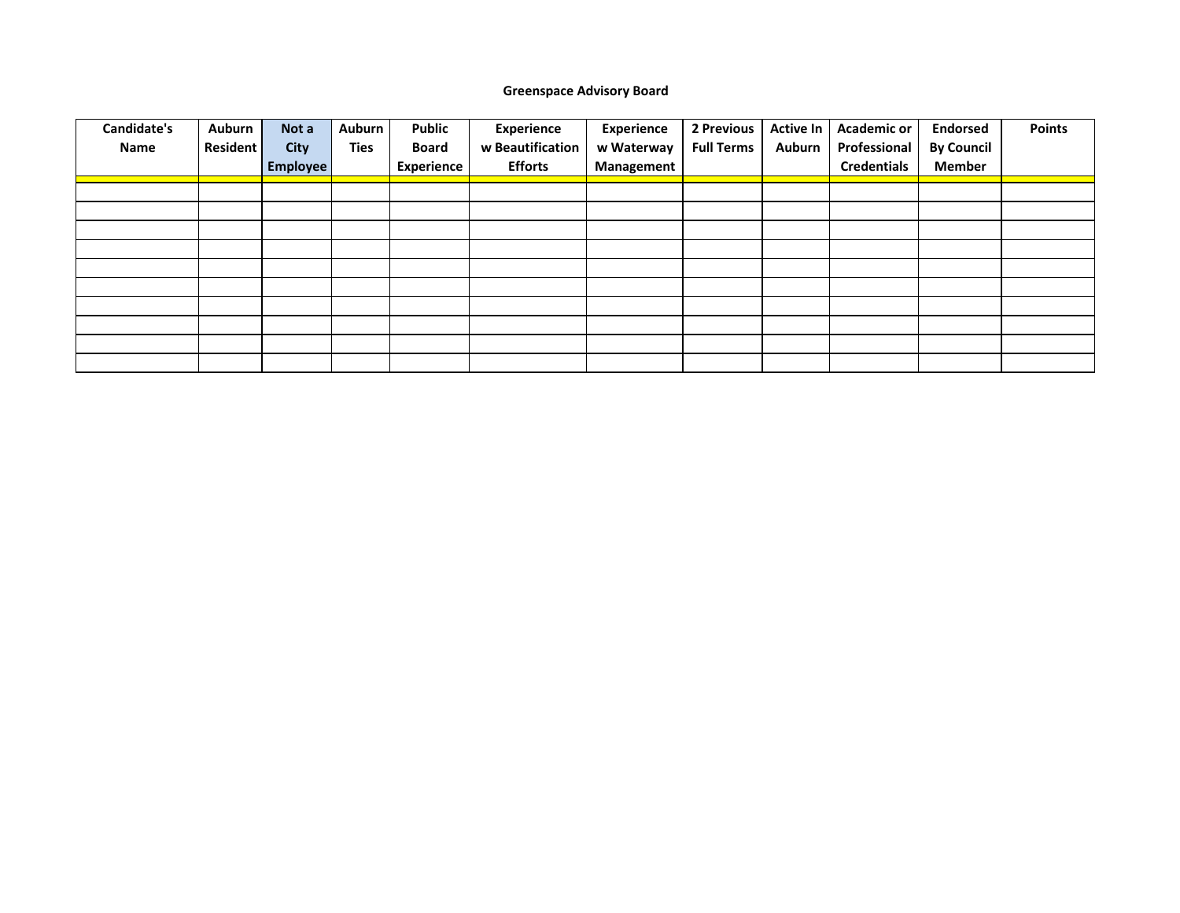**Greenspace Advisory Board**

| Candidate's Name | Auburn Resident | Not a City Employee | Auburn Ties | Public Board Experience | Experience w Beautification Efforts | Experience w Waterway Management | 2 Previous Full Terms | Active In Auburn | Academic or Professional Credentials | Endorsed By Council Member | Points |
|---|---|---|---|---|---|---|---|---|---|---|---|
| | | | | | | | | | | | |
| | | | | | | | | | | | |
| | | | | | | | | | | | |
| | | | | | | | | | | | |
| | | | | | | | | | | | |
| | | | | | | | | | | | |
| | | | | | | | | | | | |
| | | | | | | | | | | | |
| | | | | | | | | | | | |
| | | | | | | | | | | | |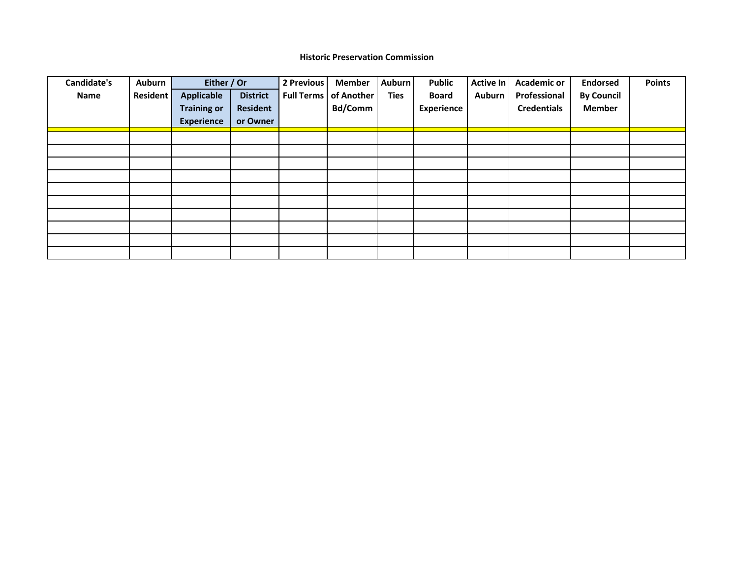**Historic Preservation Commission**

| Candidate's Name | Auburn Resident | Either / Or | | 2 Previous Full Terms | Member of Another Bd/Comm | Auburn Ties | Public Board Experience | Active In Auburn | Academic or Professional Credentials | Endorsed By Council Member | Points |
|---|---|---|---|---|---|---|---|---|---|---|---|
| | | Applicable Training or Experience | District Resident or Owner | | | | | | | | |
| | | | | | | | | | | | |
| | | | | | | | | | | | |
| | | | | | | | | | | | |
| | | | | | | | | | | | |
| | | | | | | | | | | | |
| | | | | | | | | | | | |
| | | | | | | | | | | | |
| | | | | | | | | | | | |
| | | | | | | | | | | | |
| | | | | | | | | | | | |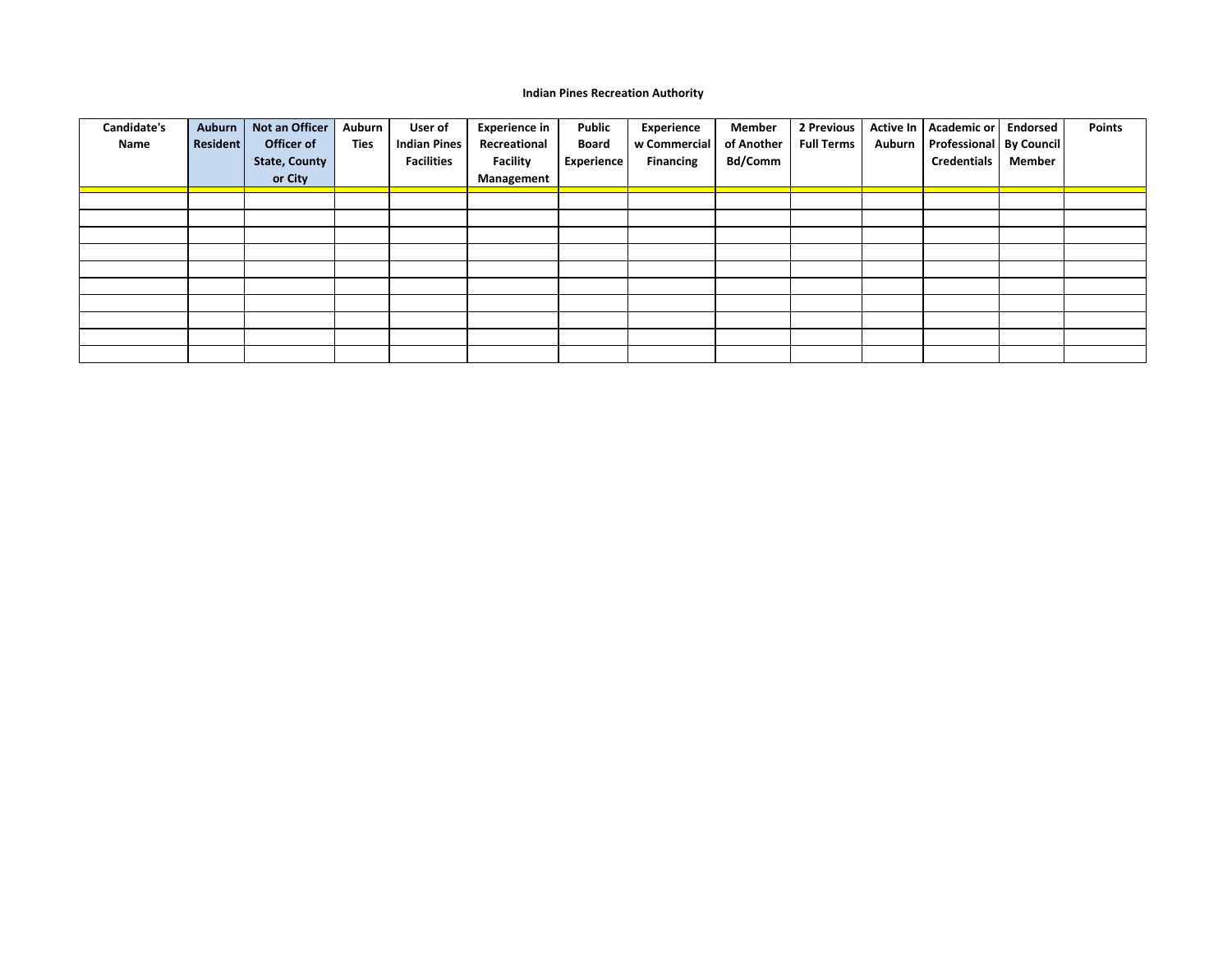**Indian Pines Recreation Authority**

| Candidate's Name | Auburn Resident | Not an Officer Officer of State, County or City | Auburn Ties | User of Indian Pines Facilities | Experience in Recreational Facility Management | Public Board Experience | Experience w Commercial Financing | Member of Another Bd/Comm | 2 Previous Full Terms | Active In Auburn | Academic or Professional Credentials | Endorsed By Council Member | Points |
|---|---|---|---|---|---|---|---|---|---|---|---|---|---|
| | | | | | | | | | | | | | |
| | | | | | | | | | | | | | |
| | | | | | | | | | | | | | |
| | | | | | | | | | | | | | |
| | | | | | | | | | | | | | |
| | | | | | | | | | | | | | |
| | | | | | | | | | | | | | |
| | | | | | | | | | | | | | |
| | | | | | | | | | | | | | |
| | | | | | | | | | | | | | |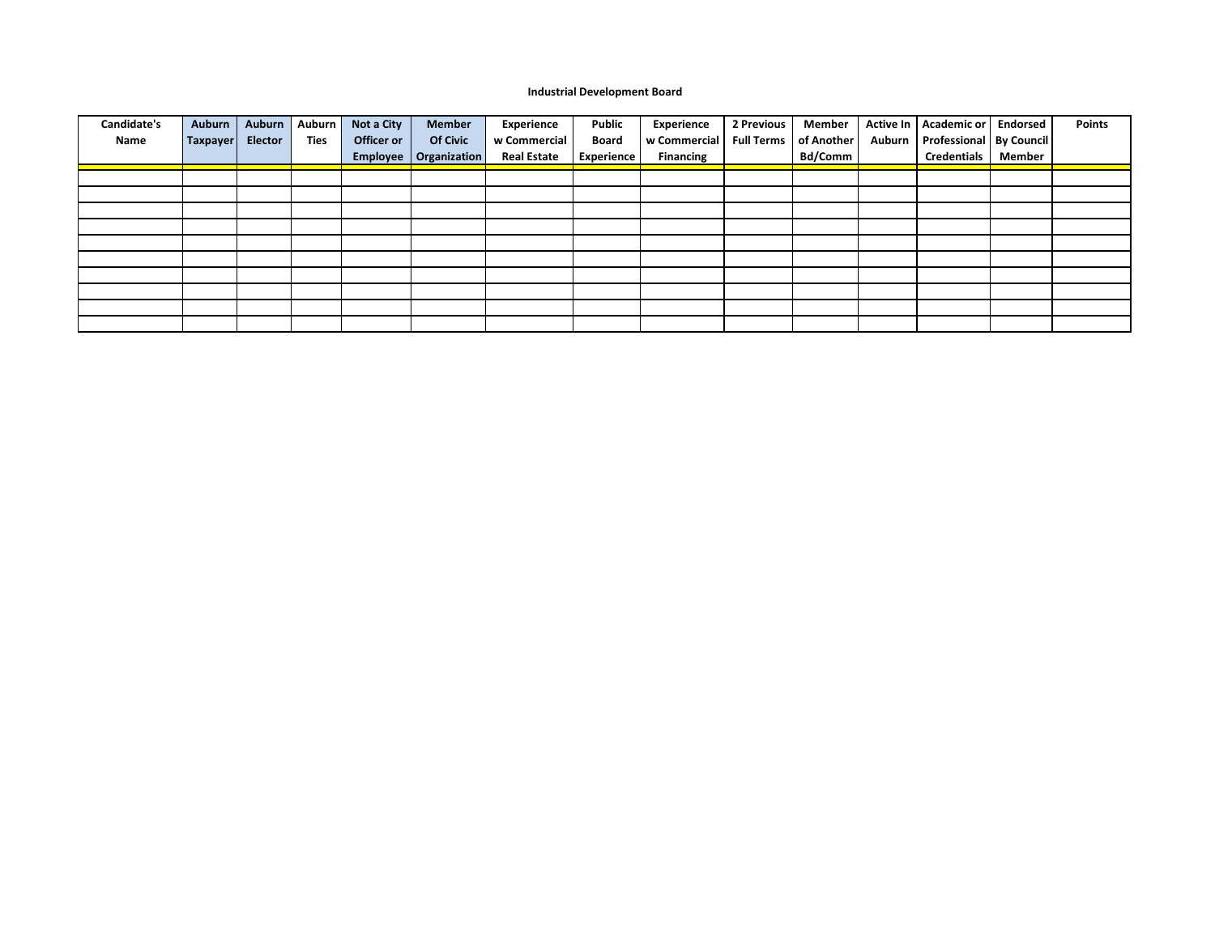**Industrial Development Board**

| Candidate's Name | Auburn Taxpayer | Auburn Elector | Auburn Ties | Not a City Officer or Employee | Member Of Civic Organization | Experience w Commercial Real Estate | Public Board Experience | Experience w Commercial Financing | 2 Previous Full Terms | Member of Another Bd/Comm | Active In Auburn | Academic or Professional Credentials | Endorsed By Council Member | Points |
|---|---|---|---|---|---|---|---|---|---|---|---|---|---|---|
| | | | | | | | | | | | | | | |
| | | | | | | | | | | | | | | |
| | | | | | | | | | | | | | | |
| | | | | | | | | | | | | | | |
| | | | | | | | | | | | | | | |
| | | | | | | | | | | | | | | |
| | | | | | | | | | | | | | | |
| | | | | | | | | | | | | | | |
| | | | | | | | | | | | | | | |
| | | | | | | | | | | | | | | |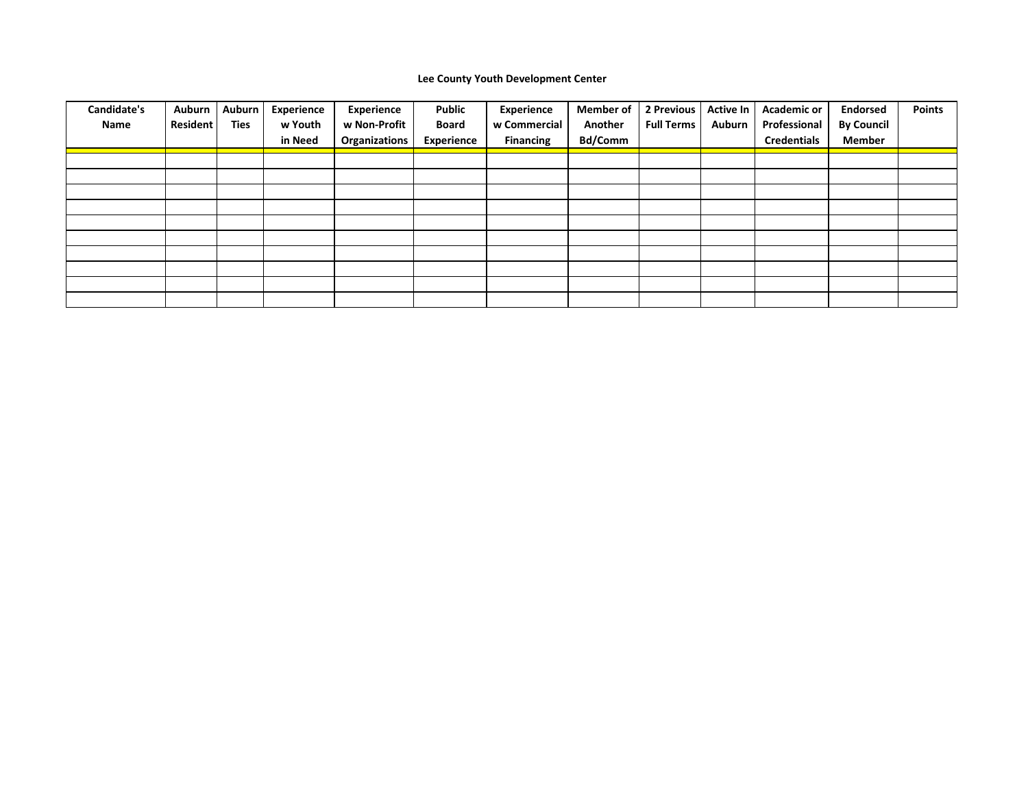**Lee County Youth Development Center**

| Candidate's Name | Auburn Resident | Auburn Ties | Experience w Youth in Need | Experience w Non-Profit Organizations | Public Board Experience | Experience w Commercial Financing | Member of Another Bd/Comm | 2 Previous Full Terms | Active In Auburn | Academic or Professional Credentials | Endorsed By Council Member | Points |
|---|---|---|---|---|---|---|---|---|---|---|---|---|
| | | | | | | | | | | | | |
| | | | | | | | | | | | | |
| | | | | | | | | | | | | |
| | | | | | | | | | | | | |
| | | | | | | | | | | | | |
| | | | | | | | | | | | | |
| | | | | | | | | | | | | |
| | | | | | | | | | | | | |
| | | | | | | | | | | | | |
| | | | | | | | | | | | | |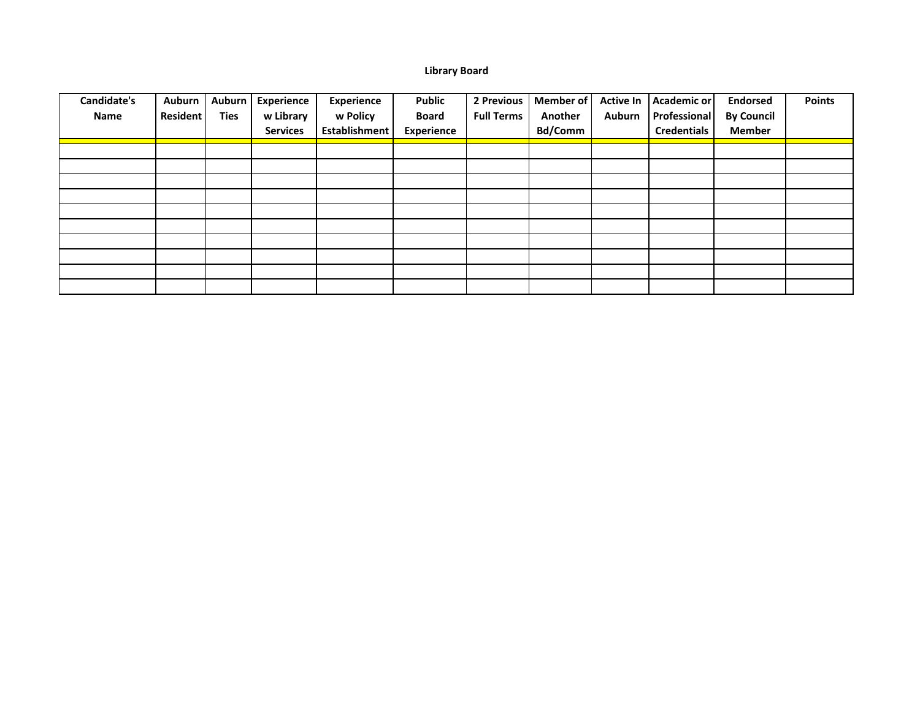**Library Board**

| Candidate's Name | Auburn Resident | Auburn Ties | Experience w Library Services | Experience w Policy Establishment | Public Board Experience | 2 Previous Full Terms | Member of Another Bd/Comm | Active In Auburn | Academic or Professional Credentials | Endorsed By Council Member | Points |
|---|---|---|---|---|---|---|---|---|---|---|---|
| | | | | | | | | | | | |
| | | | | | | | | | | | |
| | | | | | | | | | | | |
| | | | | | | | | | | | |
| | | | | | | | | | | | |
| | | | | | | | | | | | |
| | | | | | | | | | | | |
| | | | | | | | | | | | |
| | | | | | | | | | | | |
| | | | | | | | | | | | |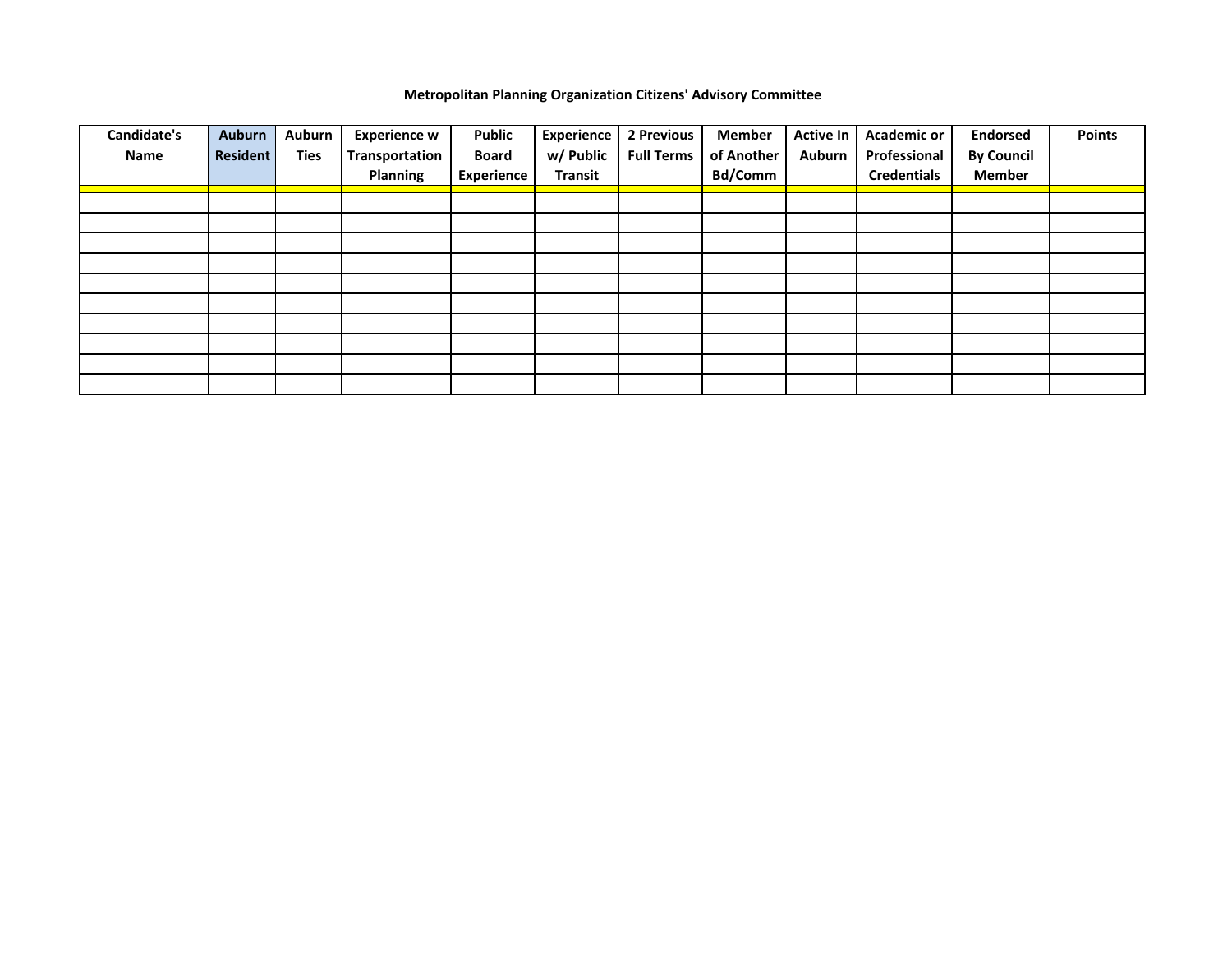**Metropolitan Planning Organization Citizens' Advisory Committee**

| Candidate's Name | Auburn Resident | Auburn Ties | Experience w Transportation Planning | Public Board Experience | Experience w/ Public Transit | 2 Previous Full Terms | Member of Another Bd/Comm | Active In Auburn | Academic or Professional Credentials | Endorsed By Council Member | Points |
|---|---|---|---|---|---|---|---|---|---|---|---|
| | | | | | | | | | | | |
| | | | | | | | | | | | |
| | | | | | | | | | | | |
| | | | | | | | | | | | |
| | | | | | | | | | | | |
| | | | | | | | | | | | |
| | | | | | | | | | | | |
| | | | | | | | | | | | |
| | | | | | | | | | | | |
| | | | | | | | | | | | |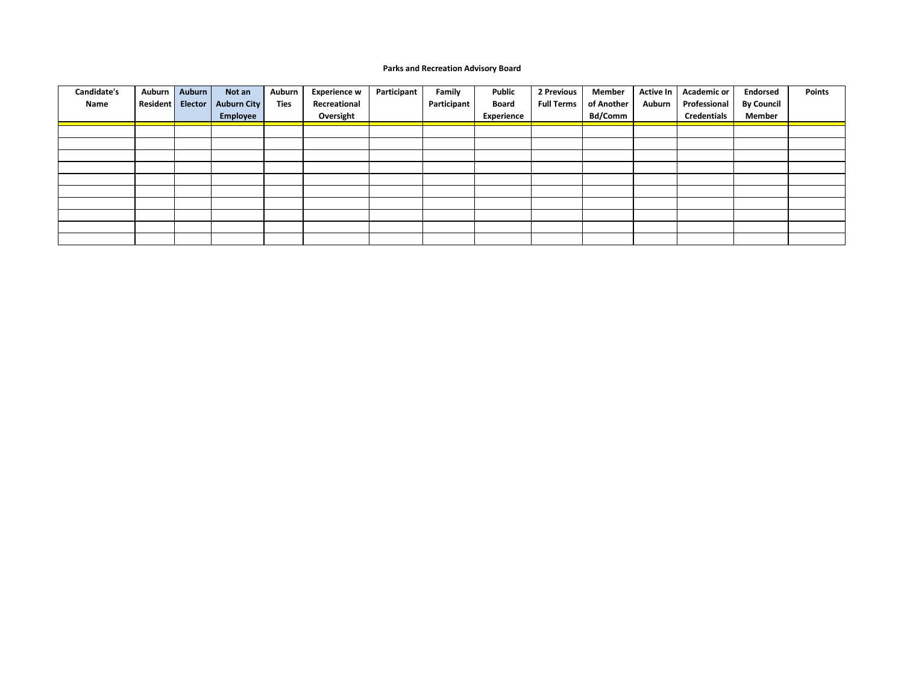**Parks and Recreation Advisory Board**

| Candidate's Name | Auburn Resident | Auburn Elector | Not an Auburn City Employee | Auburn Ties | Experience w Recreational Oversight | Participant | Family Participant | Public Board Experience | 2 Previous Full Terms | Member of Another Bd/Comm | Active In Auburn | Academic or Professional Credentials | Endorsed By Council Member | Points |
|---|---|---|---|---|---|---|---|---|---|---|---|---|---|---|
| | | | | | | | | | | | | | | |
| | | | | | | | | | | | | | | |
| | | | | | | | | | | | | | | |
| | | | | | | | | | | | | | | |
| | | | | | | | | | | | | | | |
| | | | | | | | | | | | | | | |
| | | | | | | | | | | | | | | |
| | | | | | | | | | | | | | | |
| | | | | | | | | | | | | | | |
| | | | | | | | | | | | | | | |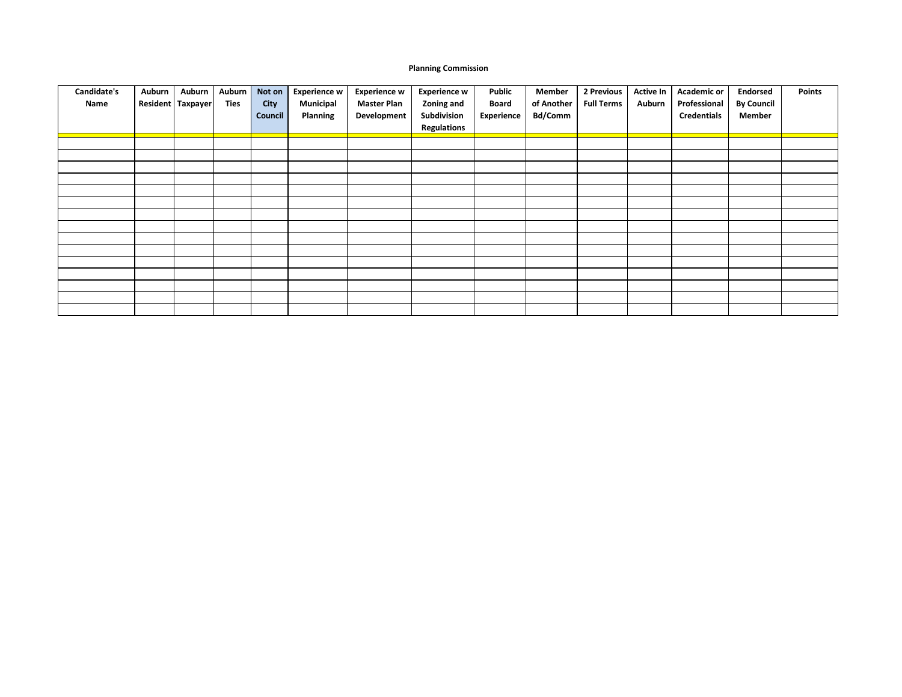**Planning Commission**

| Candidate's Name | Auburn Resident | Auburn Taxpayer | Auburn Ties | Not on City Council | Experience w Municipal Planning | Experience w Master Plan Development | Experience w Zoning and Subdivision Regulations | Public Board Experience | Member of Another Bd/Comm | 2 Previous Full Terms | Active In Auburn | Academic or Professional Credentials | Endorsed By Council Member | Points |
|---|---|---|---|---|---|---|---|---|---|---|---|---|---|---|
| | | | | | | | | | | | | | | |
| | | | | | | | | | | | | | | |
| | | | | | | | | | | | | | | |
| | | | | | | | | | | | | | | |
| | | | | | | | | | | | | | | |
| | | | | | | | | | | | | | | |
| | | | | | | | | | | | | | | |
| | | | | | | | | | | | | | | |
| | | | | | | | | | | | | | | |
| | | | | | | | | | | | | | | |
| | | | | | | | | | | | | | | |
| | | | | | | | | | | | | | | |
| | | | | | | | | | | | | | | |
| | | | | | | | | | | | | | | |
| | | | | | | | | | | | | | | |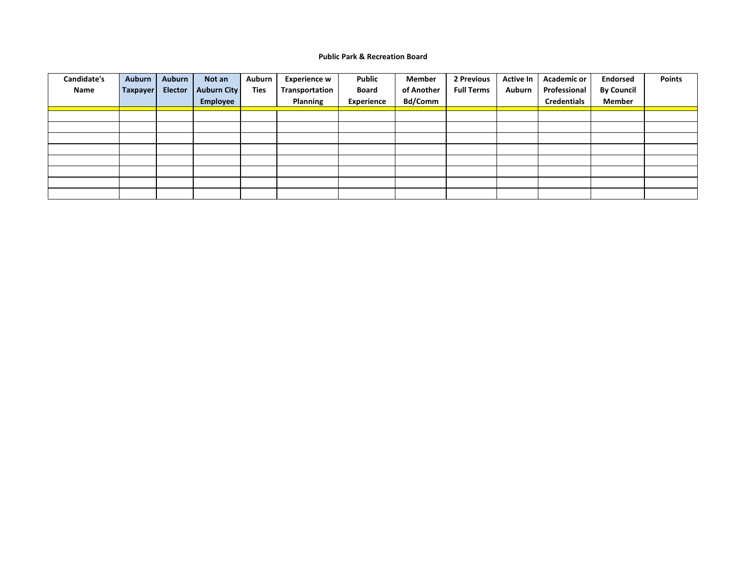**Public Park & Recreation Board**

| Candidate's Name | Auburn Taxpayer | Auburn Elector | Not an Auburn City Employee | Auburn Ties | Experience w Transportation Planning | Public Board Experience | Member of Another Bd/Comm | 2 Previous Full Terms | Active In Auburn | Academic or Professional Credentials | Endorsed By Council Member | Points |
|---|---|---|---|---|---|---|---|---|---|---|---|---|
| | | | | | | | | | | | | |
| | | | | | | | | | | | | |
| | | | | | | | | | | | | |
| | | | | | | | | | | | | |
| | | | | | | | | | | | | |
| | | | | | | | | | | | | |
| | | | | | | | | | | | | |
| | | | | | | | | | | | | |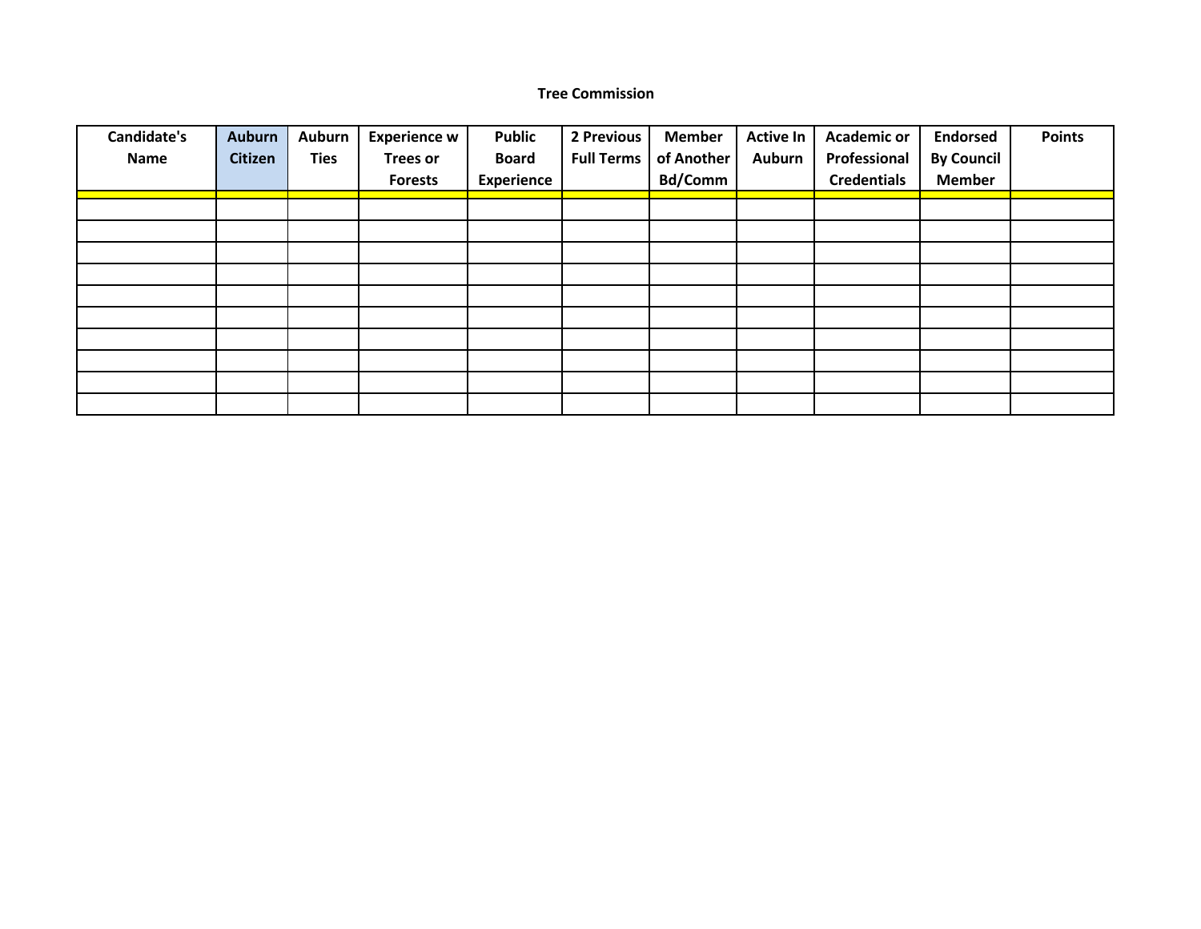**Tree Commission**

| Candidate's Name | Auburn Citizen | Auburn Ties | Experience w Trees or Forests | Public Board Experience | 2 Previous Full Terms | Member of Another Bd/Comm | Active In Auburn | Academic or Professional Credentials | Endorsed By Council Member | Points |
|---|---|---|---|---|---|---|---|---|---|---|
| | | | | | | | | | | |
| | | | | | | | | | | |
| | | | | | | | | | | |
| | | | | | | | | | | |
| | | | | | | | | | | |
| | | | | | | | | | | |
| | | | | | | | | | | |
| | | | | | | | | | | |
| | | | | | | | | | | |
| | | | | | | | | | | |
| | | | | | | | | | | |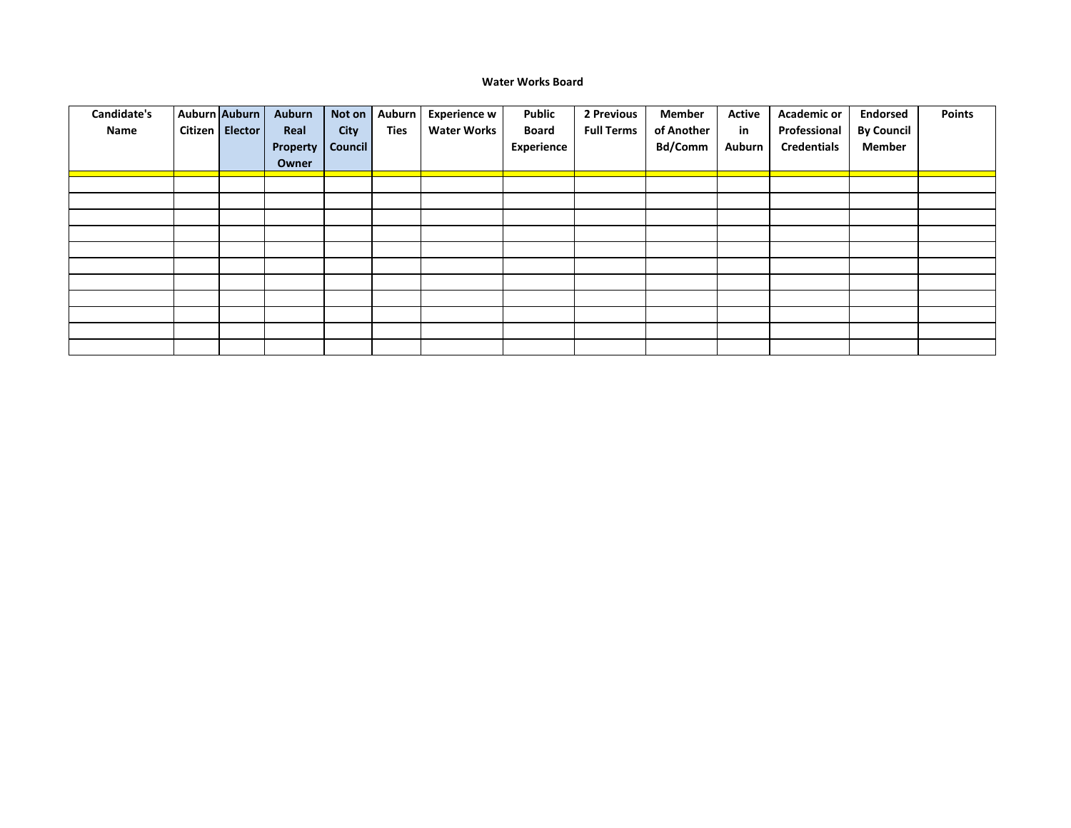**Water Works Board**

| Candidate's Name | Auburn Citizen | Auburn Elector | Auburn Real Property Owner | Not on City Council | Auburn Ties | Experience w Water Works | Public Board Experience | 2 Previous Full Terms | Member of Another Bd/Comm | Active in Auburn | Academic or Professional Credentials | Endorsed By Council Member | Points |
|---|---|---|---|---|---|---|---|---|---|---|---|---|---|
| | | | | | | | | | | | | | |
| | | | | | | | | | | | | | |
| | | | | | | | | | | | | | |
| | | | | | | | | | | | | | |
| | | | | | | | | | | | | | |
| | | | | | | | | | | | | | |
| | | | | | | | | | | | | | |
| | | | | | | | | | | | | | |
| | | | | | | | | | | | | | |
| | | | | | | | | | | | | | |
| | | | | | | | | | | | | | |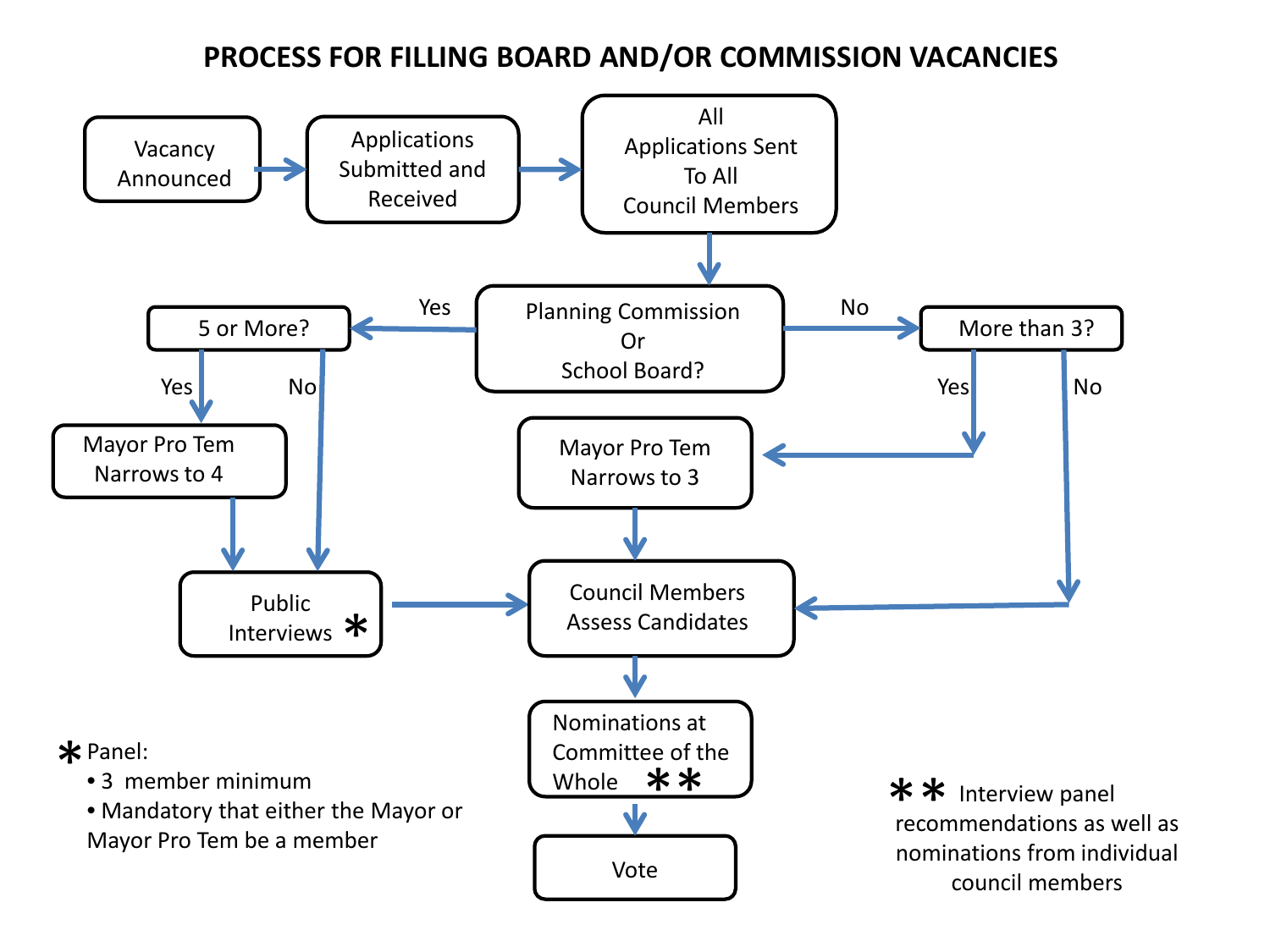# PROCESS FOR FILLING BOARD AND/OR COMMISSION VACANCIES

Vacancy Announced → Applications Submitted and Received → All Applications Sent To All Council Members → Planning Commission Or School Board?

- **Yes** → 5 or More?
  - **Yes** → Mayor Pro Tem Narrows to 4 → Public Interviews *
  - **No** → Public Interviews *
  - Public Interviews * → Council Members Assess Candidates
- **No** → More than 3?
  - **Yes** → Mayor Pro Tem Narrows to 3 → Council Members Assess Candidates
  - **No** → Council Members Assess Candidates

Council Members Assess Candidates → Nominations at Committee of the Whole ** → Vote

\* Panel:

- 3 member minimum
- Mandatory that either the Mayor or Mayor Pro Tem be a member

\*\* Interview panel recommendations as well as nominations from individual council members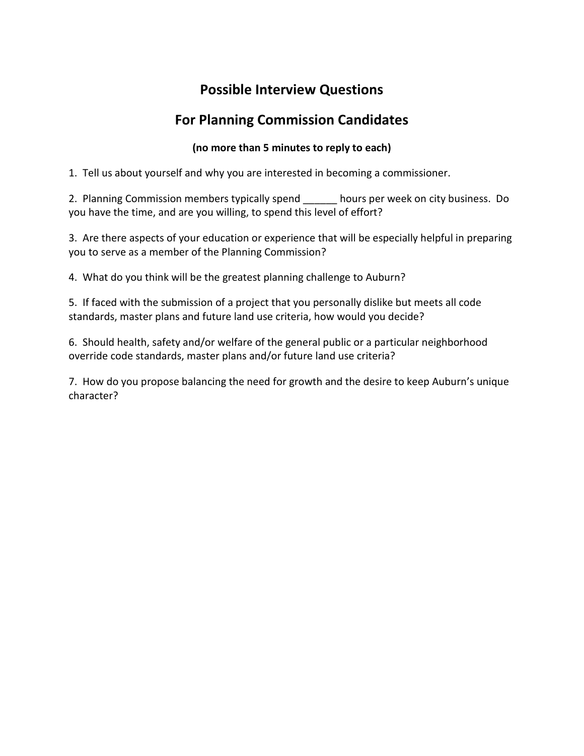# Possible Interview Questions

# For Planning Commission Candidates

**(no more than 5 minutes to reply to each)**

1. Tell us about yourself and why you are interested in becoming a commissioner.

2. Planning Commission members typically spend ______ hours per week on city business. Do you have the time, and are you willing, to spend this level of effort?

3. Are there aspects of your education or experience that will be especially helpful in preparing you to serve as a member of the Planning Commission?

4. What do you think will be the greatest planning challenge to Auburn?

5. If faced with the submission of a project that you personally dislike but meets all code standards, master plans and future land use criteria, how would you decide?

6. Should health, safety and/or welfare of the general public or a particular neighborhood override code standards, master plans and/or future land use criteria?

7. How do you propose balancing the need for growth and the desire to keep Auburn's unique character?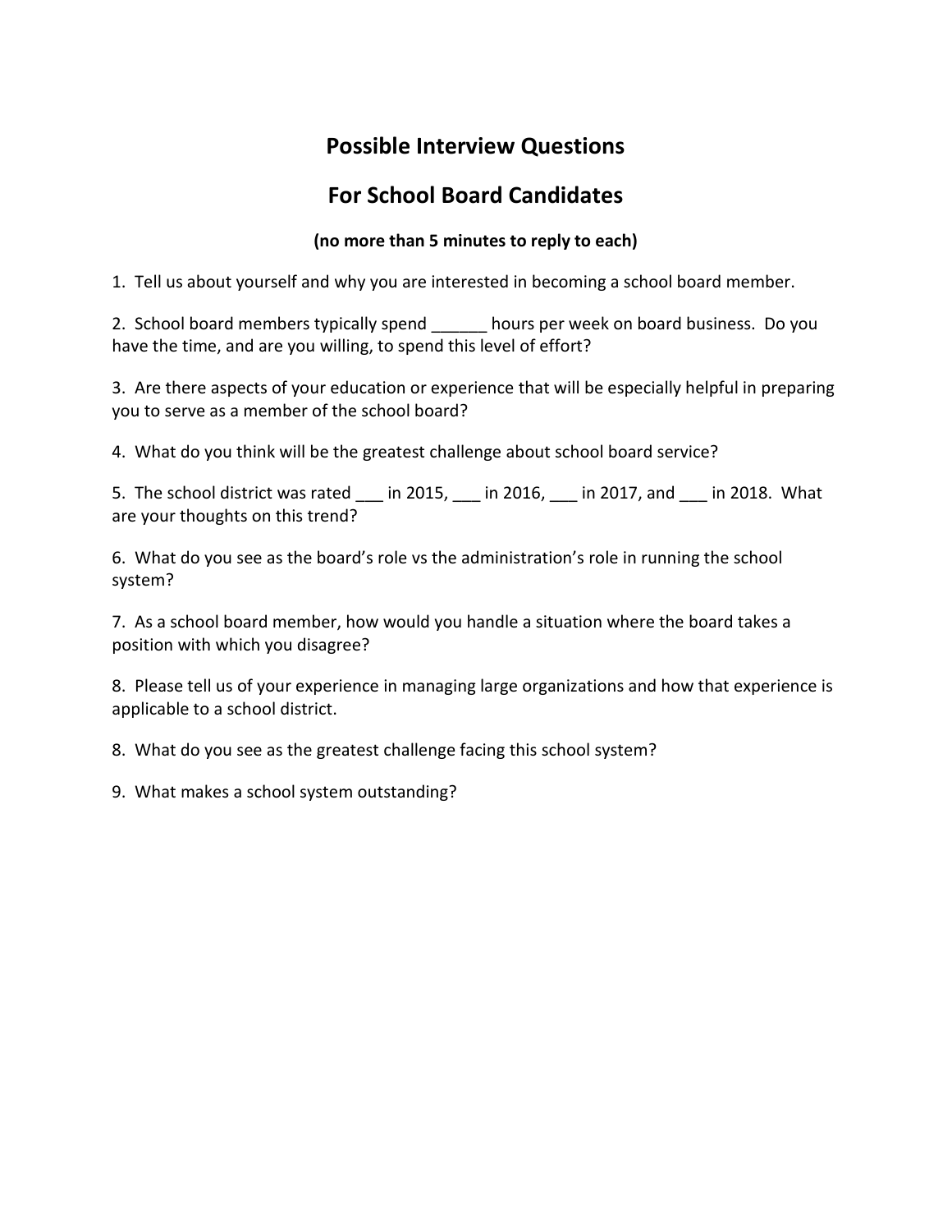# Possible Interview Questions

# For School Board Candidates

**(no more than 5 minutes to reply to each)**

1. Tell us about yourself and why you are interested in becoming a school board member.

2. School board members typically spend ______ hours per week on board business. Do you have the time, and are you willing, to spend this level of effort?

3. Are there aspects of your education or experience that will be especially helpful in preparing you to serve as a member of the school board?

4. What do you think will be the greatest challenge about school board service?

5. The school district was rated ___ in 2015, ___ in 2016, ___ in 2017, and ___ in 2018. What are your thoughts on this trend?

6. What do you see as the board's role vs the administration's role in running the school system?

7. As a school board member, how would you handle a situation where the board takes a position with which you disagree?

8. Please tell us of your experience in managing large organizations and how that experience is applicable to a school district.

8. What do you see as the greatest challenge facing this school system?

9. What makes a school system outstanding?